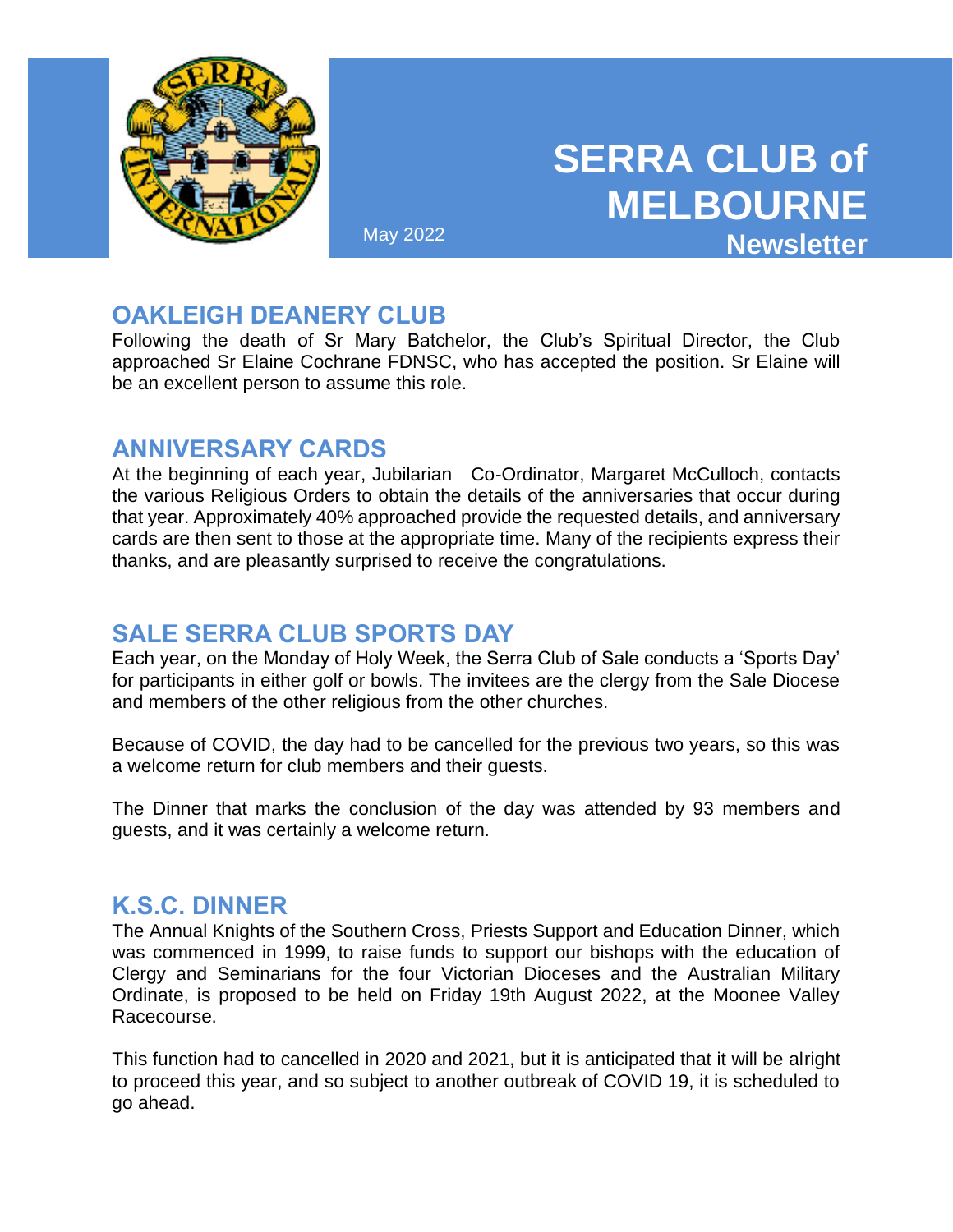# SERRA CLUB of MELBOURNE Newsletter

May 2022

## OAKLEIGH DEANERY CLUB

Following the death of Sr Mary Batchelor, the Club's Spiritual Director, the Club approached Sr Elaine Cochrane FDNSC, who has accepted the position. Sr Elaine will be an excellent person to assume this role.

## ANNIVERSARY CARDS

At the beginning of each year, Jubilarian Co-Ordinator, Margaret McCulloch, contacts the various Religious Orders to obtain the details of the anniversaries that occur during that year. Approximately 40% approached provide the requested details, and anniversary cards are then sent to those at the appropriate time. Many of the recipients express their thanks, and are pleasantly surprised to receive the congratulations.

## SALE SERRA CLUB SPORTS DAY

Each year, on the Monday of Holy Week, the Serra Club of Sale conducts a 'Sports Day' for participants in either golf or bowls. The invitees are the clergy from the Sale Diocese and members of the other religious from the other churches.

Because of COVID, the day had to be cancelled for the previous two years, so this was a welcome return for club members and their guests.

The Dinner that marks the conclusion of the day was attended by 93 members and guests, and it was certainly a welcome return.

## K.S.C. DINNER

The Annual Knights of the Southern Cross, Priests Support and Education Dinner, which was commenced in 1999, to raise funds to support our bishops with the education of Clergy and Seminarians for the four Victorian Dioceses and the Australian Military Ordinate, is proposed to be held on Friday 19th August 2022, at the Moonee Valley Racecourse.

This function had to cancelled in 2020 and 2021, but it is anticipated that it will be alright to proceed this year, and so subject to another outbreak of COVID 19, it is scheduled to go ahead.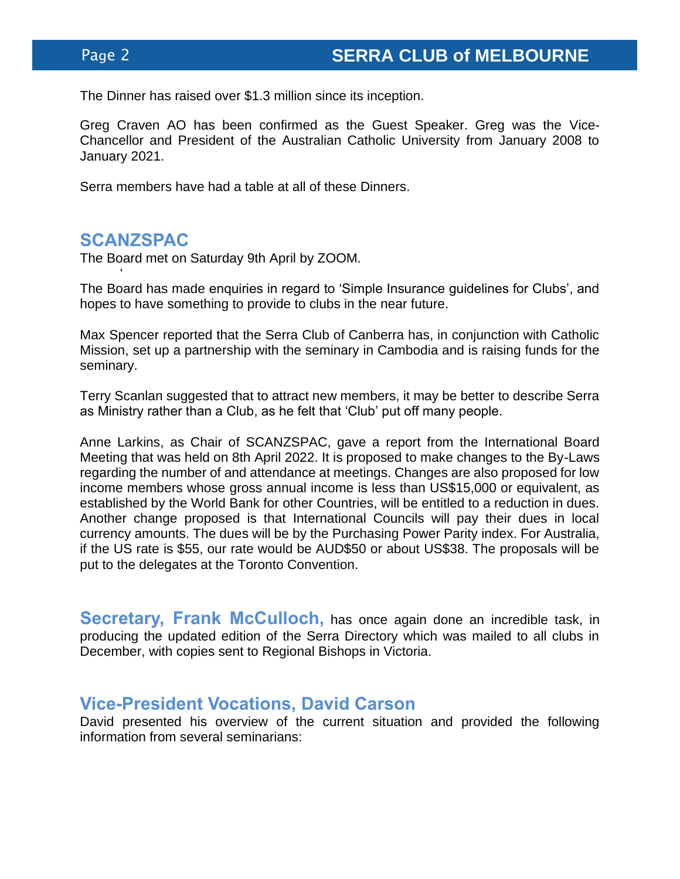The Dinner has raised over $1.3 million since its inception.

Greg Craven AO has been confirmed as the Guest Speaker. Greg was the Vice-Chancellor and President of the Australian Catholic University from January 2008 to January 2021.

Serra members have had a table at all of these Dinners.

## SCANZSPAC

The Board met on Saturday 9th April by ZOOM.

The Board has made enquiries in regard to 'Simple Insurance guidelines for Clubs', and hopes to have something to provide to clubs in the near future.

Max Spencer reported that the Serra Club of Canberra has, in conjunction with Catholic Mission, set up a partnership with the seminary in Cambodia and is raising funds for the seminary.

Terry Scanlan suggested that to attract new members, it may be better to describe Serra as Ministry rather than a Club, as he felt that 'Club' put off many people.

Anne Larkins, as Chair of SCANZSPAC, gave a report from the International Board Meeting that was held on 8th April 2022. It is proposed to make changes to the By-Laws regarding the number of and attendance at meetings. Changes are also proposed for low income members whose gross annual income is less than US$15,000 or equivalent, as established by the World Bank for other Countries, will be entitled to a reduction in dues. Another change proposed is that International Councils will pay their dues in local currency amounts. The dues will be by the Purchasing Power Parity index. For Australia, if the US rate is $55, our rate would be AUD$50 or about US$38. The proposals will be put to the delegates at the Toronto Convention.

**Secretary, Frank McCulloch,** has once again done an incredible task, in producing the updated edition of the Serra Directory which was mailed to all clubs in December, with copies sent to Regional Bishops in Victoria.

## Vice-President Vocations, David Carson

David presented his overview of the current situation and provided the following information from several seminarians: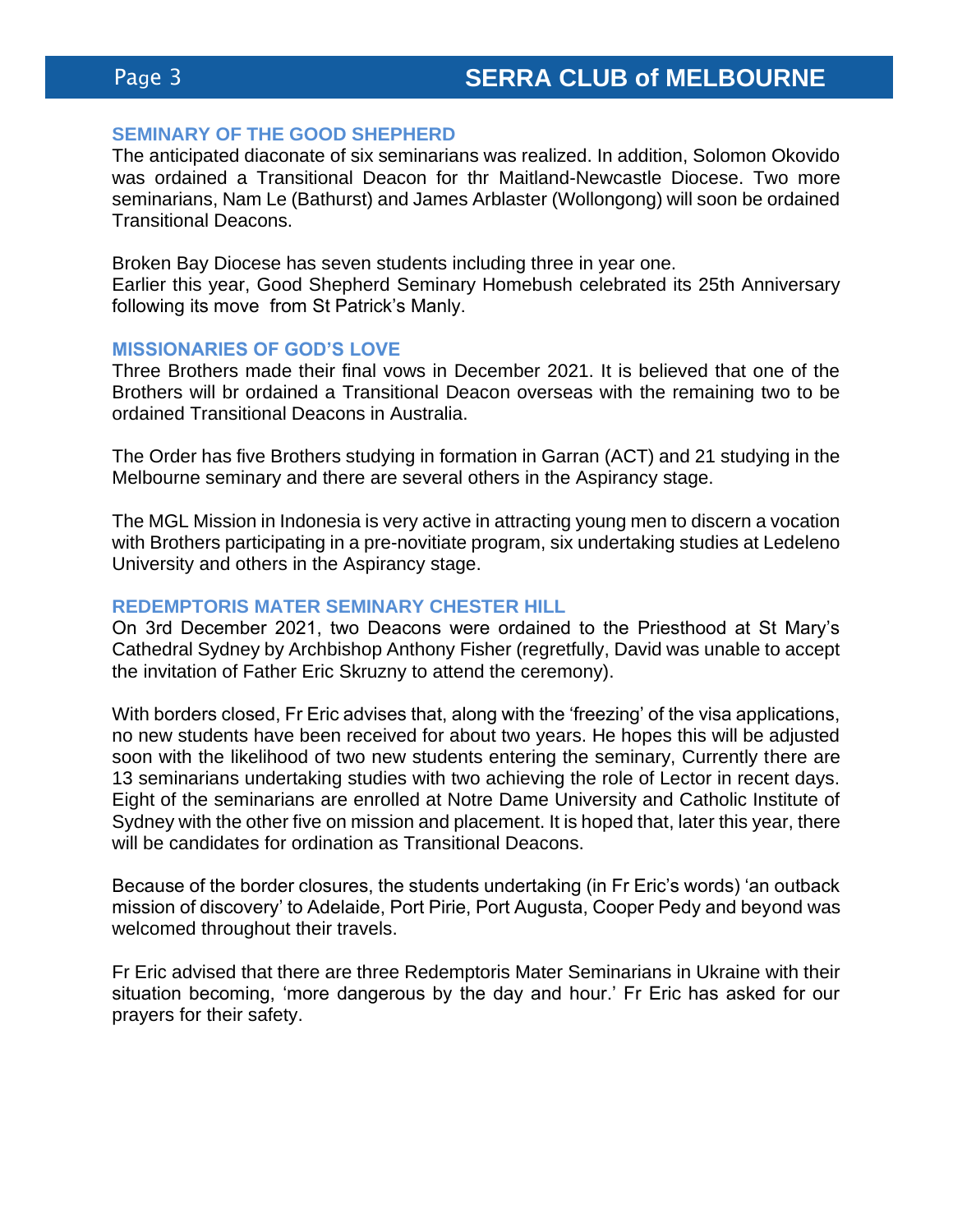## SEMINARY OF THE GOOD SHEPHERD

The anticipated diaconate of six seminarians was realized. In addition, Solomon Okovido was ordained a Transitional Deacon for thr Maitland-Newcastle Diocese. Two more seminarians, Nam Le (Bathurst) and James Arblaster (Wollongong) will soon be ordained Transitional Deacons.

Broken Bay Diocese has seven students including three in year one.
Earlier this year, Good Shepherd Seminary Homebush celebrated its 25th Anniversary following its move from St Patrick's Manly.

## MISSIONARIES OF GOD'S LOVE

Three Brothers made their final vows in December 2021. It is believed that one of the Brothers will br ordained a Transitional Deacon overseas with the remaining two to be ordained Transitional Deacons in Australia.

The Order has five Brothers studying in formation in Garran (ACT) and 21 studying in the Melbourne seminary and there are several others in the Aspirancy stage.

The MGL Mission in Indonesia is very active in attracting young men to discern a vocation with Brothers participating in a pre-novitiate program, six undertaking studies at Ledeleno University and others in the Aspirancy stage.

## REDEMPTORIS MATER SEMINARY CHESTER HILL

On 3rd December 2021, two Deacons were ordained to the Priesthood at St Mary's Cathedral Sydney by Archbishop Anthony Fisher (regretfully, David was unable to accept the invitation of Father Eric Skruzny to attend the ceremony).

With borders closed, Fr Eric advises that, along with the 'freezing' of the visa applications, no new students have been received for about two years. He hopes this will be adjusted soon with the likelihood of two new students entering the seminary, Currently there are 13 seminarians undertaking studies with two achieving the role of Lector in recent days. Eight of the seminarians are enrolled at Notre Dame University and Catholic Institute of Sydney with the other five on mission and placement. It is hoped that, later this year, there will be candidates for ordination as Transitional Deacons.

Because of the border closures, the students undertaking (in Fr Eric's words) 'an outback mission of discovery' to Adelaide, Port Pirie, Port Augusta, Cooper Pedy and beyond was welcomed throughout their travels.

Fr Eric advised that there are three Redemptoris Mater Seminarians in Ukraine with their situation becoming, 'more dangerous by the day and hour.' Fr Eric has asked for our prayers for their safety.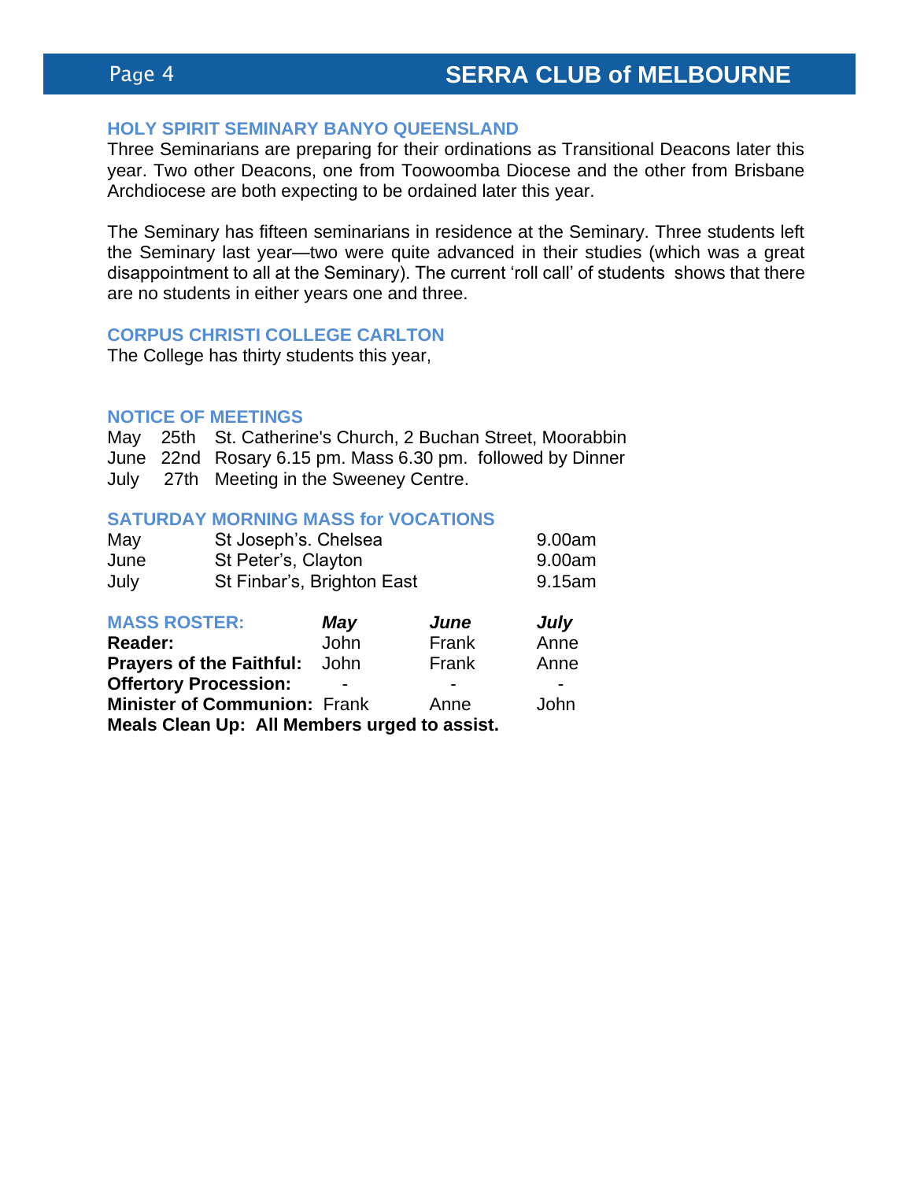## HOLY SPIRIT SEMINARY BANYO QUEENSLAND

Three Seminarians are preparing for their ordinations as Transitional Deacons later this year. Two other Deacons, one from Toowoomba Diocese and the other from Brisbane Archdiocese are both expecting to be ordained later this year.

The Seminary has fifteen seminarians in residence at the Seminary. Three students left the Seminary last year—two were quite advanced in their studies (which was a great disappointment to all at the Seminary). The current 'roll call' of students shows that there are no students in either years one and three.

## CORPUS CHRISTI COLLEGE CARLTON

The College has thirty students this year,

## NOTICE OF MEETINGS

| | | |
|---|---|---|
| May | 25th | St. Catherine's Church, 2 Buchan Street, Moorabbin |
| June | 22nd | Rosary 6.15 pm. Mass 6.30 pm. followed by Dinner |
| July | 27th | Meeting in the Sweeney Centre. |

## SATURDAY MORNING MASS for VOCATIONS

| | | |
|---|---|---|
| May | St Joseph's. Chelsea | 9.00am |
| June | St Peter's, Clayton | 9.00am |
| July | St Finbar's, Brighton East | 9.15am |

| MASS ROSTER: | *May* | *June* | *July* |
|---|---|---|---|
| **Reader:** | John | Frank | Anne |
| **Prayers of the Faithful:** | John | Frank | Anne |
| **Offertory Procession:** | - | - | - |
| **Minister of Communion:** | Frank | Anne | John |

**Meals Clean Up: All Members urged to assist.**